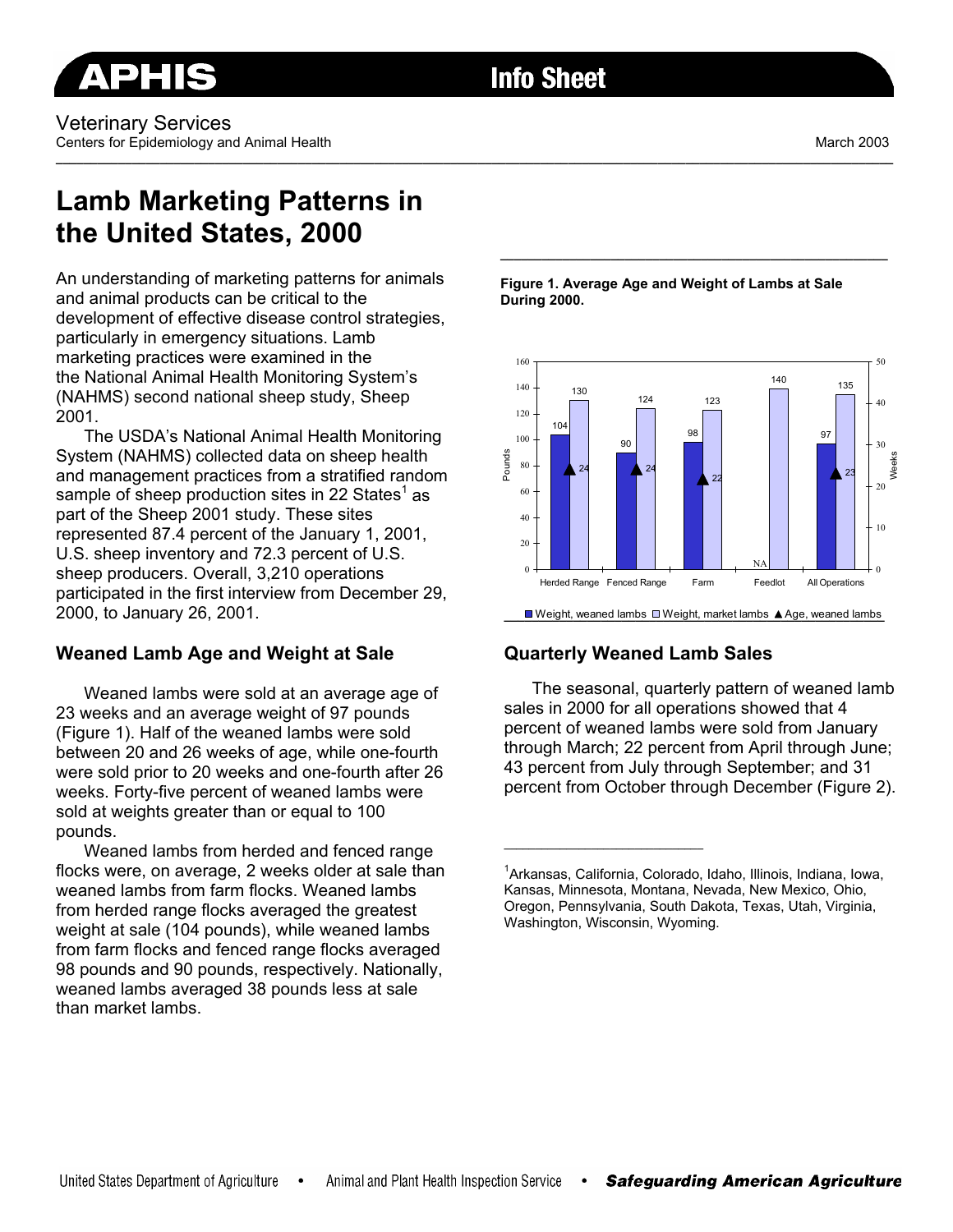APHIS Info Sheet

Veterinary Services
Centers for Epidemiology and Animal Health

March 2003

# Lamb Marketing Patterns in the United States, 2000

An understanding of marketing patterns for animals and animal products can be critical to the development of effective disease control strategies, particularly in emergency situations. Lamb marketing practices were examined in the the National Animal Health Monitoring System's (NAHMS) second national sheep study, Sheep 2001.

The USDA's National Animal Health Monitoring System (NAHMS) collected data on sheep health and management practices from a stratified random sample of sheep production sites in 22 States[1] as part of the Sheep 2001 study. These sites represented 87.4 percent of the January 1, 2001, U.S. sheep inventory and 72.3 percent of U.S. sheep producers. Overall, 3,210 operations participated in the first interview from December 29, 2000, to January 26, 2001.

## Weaned Lamb Age and Weight at Sale

Weaned lambs were sold at an average age of 23 weeks and an average weight of 97 pounds (Figure 1). Half of the weaned lambs were sold between 20 and 26 weeks of age, while one-fourth were sold prior to 20 weeks and one-fourth after 26 weeks. Forty-five percent of weaned lambs were sold at weights greater than or equal to 100 pounds.

Weaned lambs from herded and fenced range flocks were, on average, 2 weeks older at sale than weaned lambs from farm flocks. Weaned lambs from herded range flocks averaged the greatest weight at sale (104 pounds), while weaned lambs from farm flocks and fenced range flocks averaged 98 pounds and 90 pounds, respectively. Nationally, weaned lambs averaged 38 pounds less at sale than market lambs.

**Figure 1. Average Age and Weight of Lambs at Sale During 2000.**

| | Herded Range | Fenced Range | Farm | Feedlot | All Operations |
|---|---|---|---|---|---|
| Weight, weaned lambs (pounds) | 104 | 90 | 98 | NA | 97 |
| Weight, market lambs (pounds) | 130 | 124 | 123 | 140 | 135 |
| Age, weaned lambs (weeks) | 24 | 24 | 22 | | 23 |

## Quarterly Weaned Lamb Sales

The seasonal, quarterly pattern of weaned lamb sales in 2000 for all operations showed that 4 percent of weaned lambs were sold from January through March; 22 percent from April through June; 43 percent from July through September; and 31 percent from October through December (Figure 2).

[1] Arkansas, California, Colorado, Idaho, Illinois, Indiana, Iowa, Kansas, Minnesota, Montana, Nevada, New Mexico, Ohio, Oregon, Pennsylvania, South Dakota, Texas, Utah, Virginia, Washington, Wisconsin, Wyoming.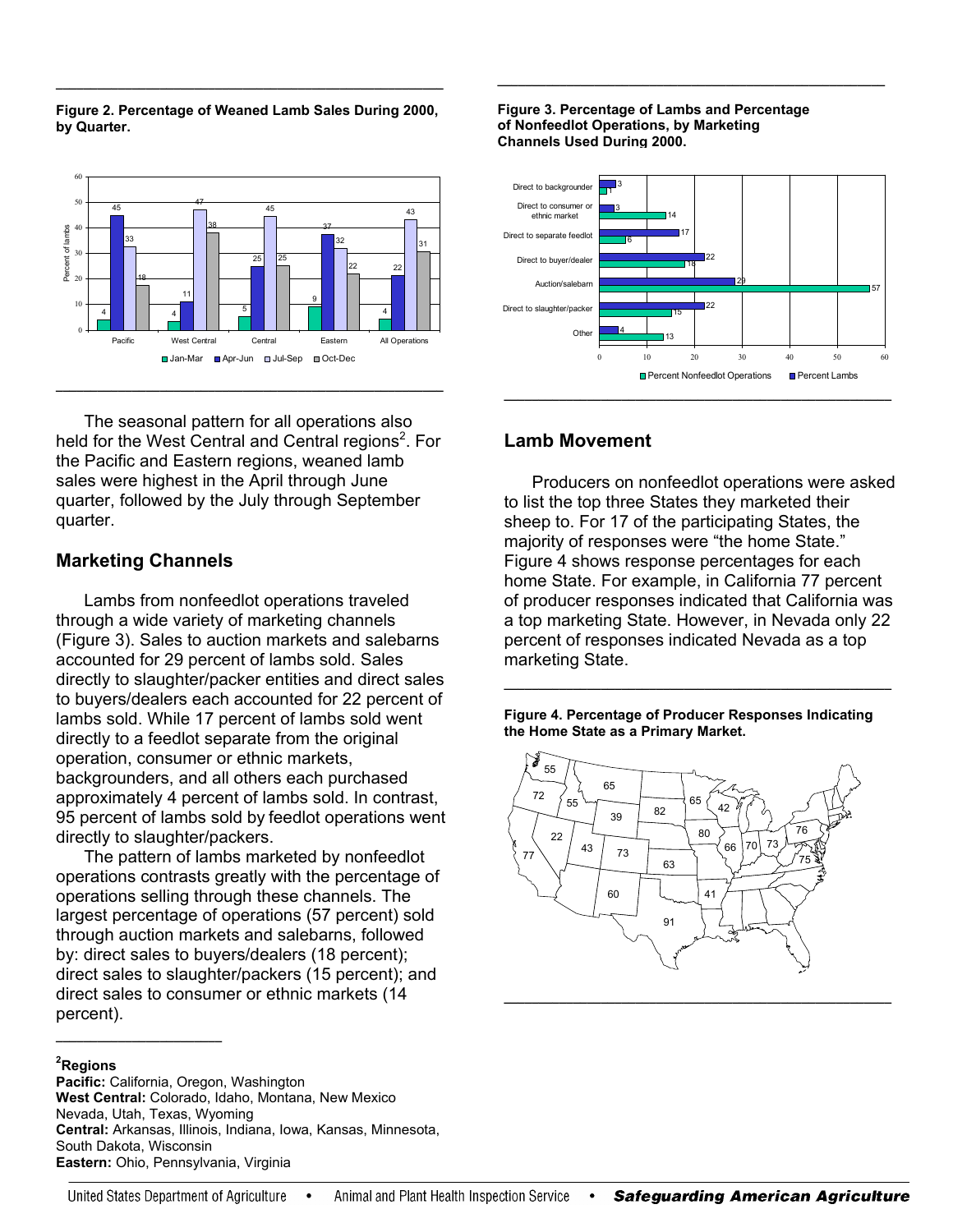**Figure 2. Percentage of Weaned Lamb Sales During 2000, by Quarter.**

The seasonal pattern for all operations also held for the West Central and Central regions[2]. For the Pacific and Eastern regions, weaned lamb sales were highest in the April through June quarter, followed by the July through September quarter.

## Marketing Channels

Lambs from nonfeedlot operations traveled through a wide variety of marketing channels (Figure 3). Sales to auction markets and salebarns accounted for 29 percent of lambs sold. Sales directly to slaughter/packer entities and direct sales to buyers/dealers each accounted for 22 percent of lambs sold. While 17 percent of lambs sold went directly to a feedlot separate from the original operation, consumer or ethnic markets, backgrounders, and all others each purchased approximately 4 percent of lambs sold. In contrast, 95 percent of lambs sold by feedlot operations went directly to slaughter/packers.

The pattern of lambs marketed by nonfeedlot operations contrasts greatly with the percentage of operations selling through these channels. The largest percentage of operations (57 percent) sold through auction markets and salebarns, followed by: direct sales to buyers/dealers (18 percent); direct sales to slaughter/packers (15 percent); and direct sales to consumer or ethnic markets (14 percent).

**Figure 3. Percentage of Lambs and Percentage of Nonfeedlot Operations, by Marketing Channels Used During 2000.**

## Lamb Movement

Producers on nonfeedlot operations were asked to list the top three States they marketed their sheep to. For 17 of the participating States, the majority of responses were "the home State." Figure 4 shows response percentages for each home State. For example, in California 77 percent of producer responses indicated that California was a top marketing State. However, in Nevada only 22 percent of responses indicated Nevada as a top marketing State.

**Figure 4. Percentage of Producer Responses Indicating the Home State as a Primary Market.**

---

[2]**Regions**
**Pacific:** California, Oregon, Washington
**West Central:** Colorado, Idaho, Montana, New Mexico Nevada, Utah, Texas, Wyoming
**Central:** Arkansas, Illinois, Indiana, Iowa, Kansas, Minnesota, South Dakota, Wisconsin
**Eastern:** Ohio, Pennsylvania, Virginia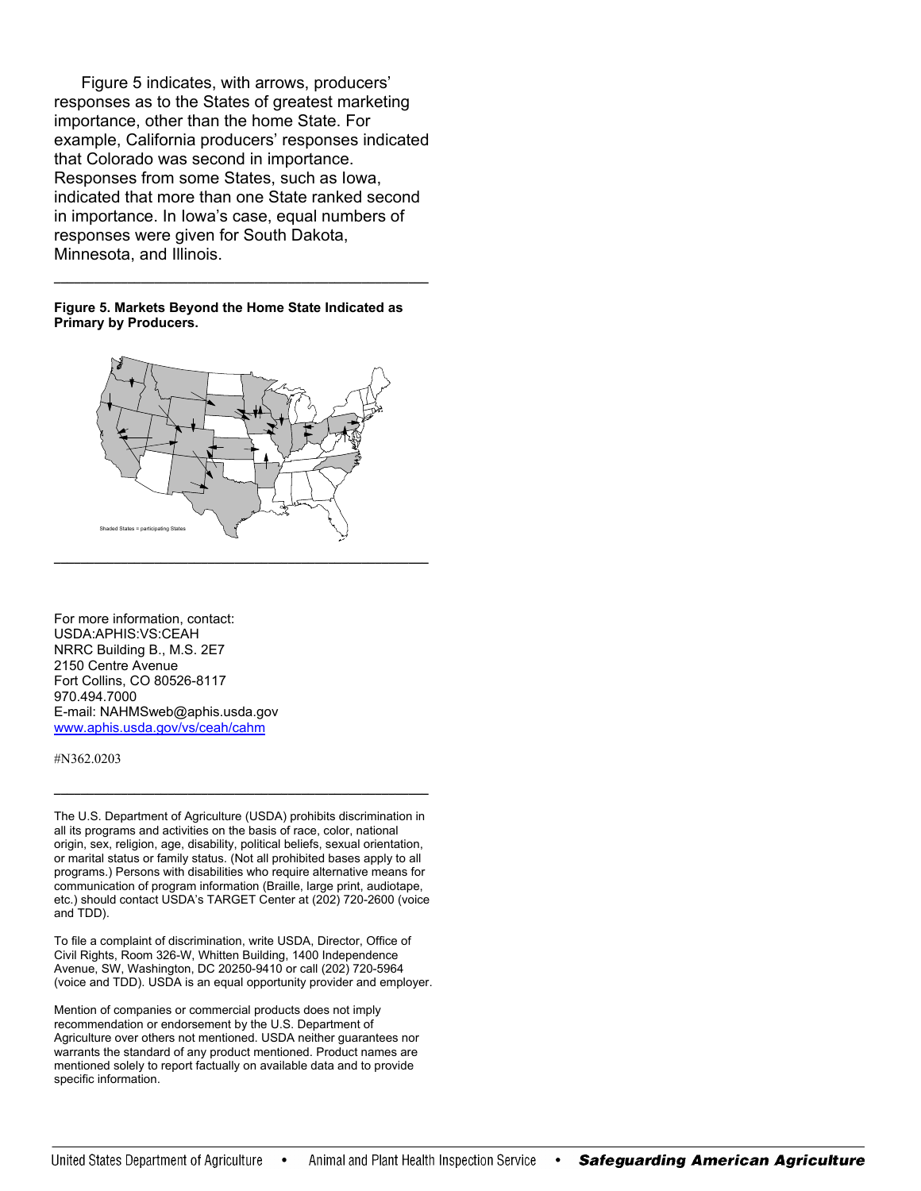Figure 5 indicates, with arrows, producers' responses as to the States of greatest marketing importance, other than the home State. For example, California producers' responses indicated that Colorado was second in importance. Responses from some States, such as Iowa, indicated that more than one State ranked second in importance. In Iowa's case, equal numbers of responses were given for South Dakota, Minnesota, and Illinois.

**Figure 5. Markets Beyond the Home State Indicated as Primary by Producers.**

Shaded States = participating States

For more information, contact:
USDA:APHIS:VS:CEAH
NRRC Building B., M.S. 2E7
2150 Centre Avenue
Fort Collins, CO 80526-8117
970.494.7000
E-mail: NAHMSweb@aphis.usda.gov
www.aphis.usda.gov/vs/ceah/cahm

#N362.0203

The U.S. Department of Agriculture (USDA) prohibits discrimination in all its programs and activities on the basis of race, color, national origin, sex, religion, age, disability, political beliefs, sexual orientation, or marital status or family status. (Not all prohibited bases apply to all programs.) Persons with disabilities who require alternative means for communication of program information (Braille, large print, audiotape, etc.) should contact USDA's TARGET Center at (202) 720-2600 (voice and TDD).

To file a complaint of discrimination, write USDA, Director, Office of Civil Rights, Room 326-W, Whitten Building, 1400 Independence Avenue, SW, Washington, DC 20250-9410 or call (202) 720-5964 (voice and TDD). USDA is an equal opportunity provider and employer.

Mention of companies or commercial products does not imply recommendation or endorsement by the U.S. Department of Agriculture over others not mentioned. USDA neither guarantees nor warrants the standard of any product mentioned. Product names are mentioned solely to report factually on available data and to provide specific information.